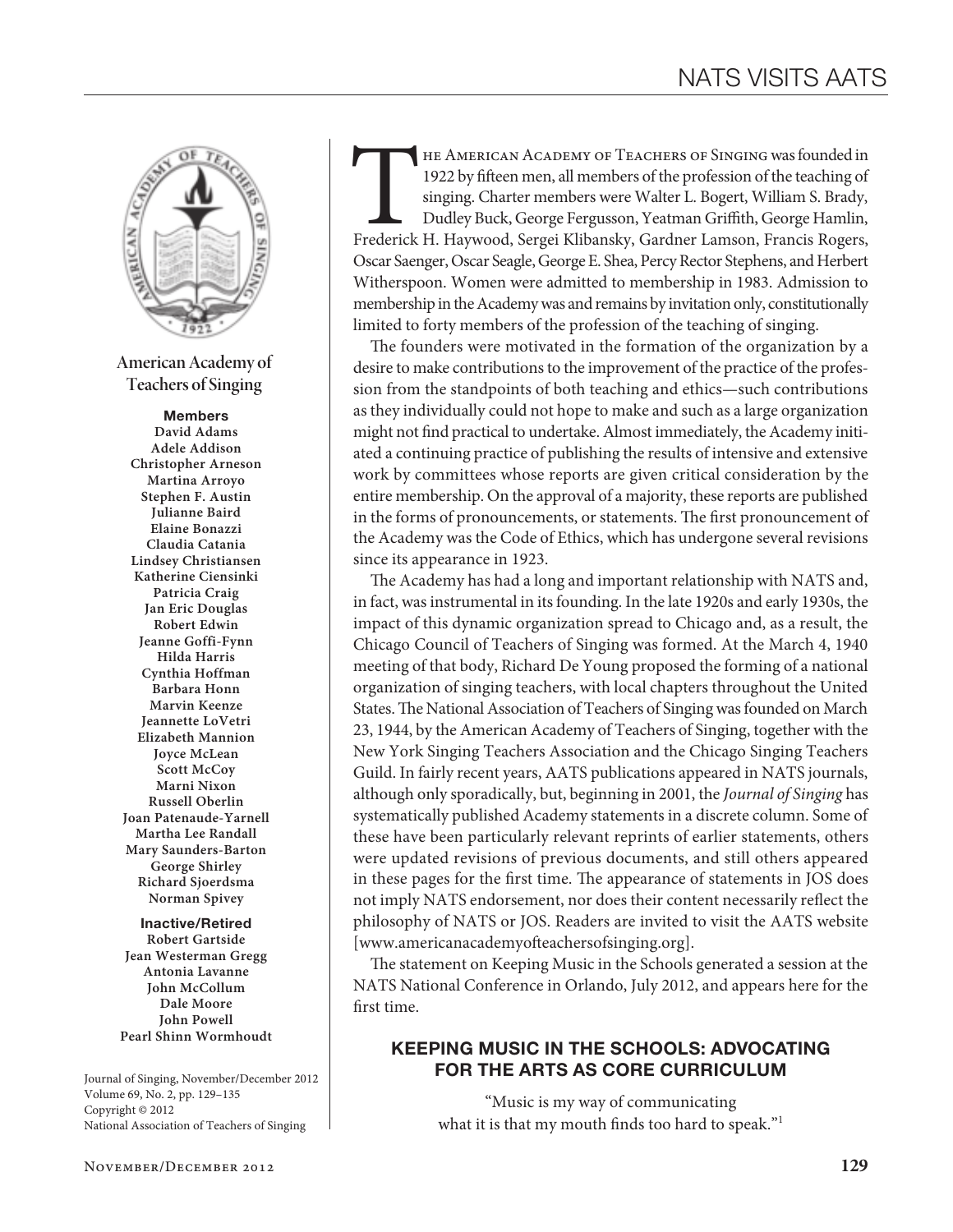## American Academy of Teachers of Singing

**Members**
David Adams
Adele Addison
Christopher Arneson
Martina Arroyo
Stephen F. Austin
Julianne Baird
Elaine Bonazzi
Claudia Catania
Lindsey Christiansen
Katherine Ciensinki
Patricia Craig
Jan Eric Douglas
Robert Edwin
Jeanne Goffi-Fynn
Hilda Harris
Cynthia Hoffman
Barbara Honn
Marvin Keenze
Jeannette LoVetri
Elizabeth Mannion
Joyce McLean
Scott McCoy
Marni Nixon
Russell Oberlin
Joan Patenaude-Yarnell
Martha Lee Randall
Mary Saunders-Barton
George Shirley
Richard Sjoerdsma
Norman Spivey

**Inactive/Retired**
Robert Gartside
Jean Westerman Gregg
Antonia Lavanne
John McCollum
Dale Moore
John Powell
Pearl Shinn Wormhoudt

Journal of Singing, November/December 2012
Volume 69, No. 2, pp. 129–135
Copyright © 2012
National Association of Teachers of Singing

The American Academy of Teachers of Singing was founded in 1922 by fifteen men, all members of the profession of the teaching of singing. Charter members were Walter L. Bogert, William S. Brady, Dudley Buck, George Fergusson, Yeatman Griffith, George Hamlin, Frederick H. Haywood, Sergei Klibansky, Gardner Lamson, Francis Rogers, Oscar Saenger, Oscar Seagle, George E. Shea, Percy Rector Stephens, and Herbert Witherspoon. Women were admitted to membership in 1983. Admission to membership in the Academy was and remains by invitation only, constitutionally limited to forty members of the profession of the teaching of singing.

The founders were motivated in the formation of the organization by a desire to make contributions to the improvement of the practice of the profession from the standpoints of both teaching and ethics—such contributions as they individually could not hope to make and such as a large organization might not find practical to undertake. Almost immediately, the Academy initiated a continuing practice of publishing the results of intensive and extensive work by committees whose reports are given critical consideration by the entire membership. On the approval of a majority, these reports are published in the forms of pronouncements, or statements. The first pronouncement of the Academy was the Code of Ethics, which has undergone several revisions since its appearance in 1923.

The Academy has had a long and important relationship with NATS and, in fact, was instrumental in its founding. In the late 1920s and early 1930s, the impact of this dynamic organization spread to Chicago and, as a result, the Chicago Council of Teachers of Singing was formed. At the March 4, 1940 meeting of that body, Richard De Young proposed the forming of a national organization of singing teachers, with local chapters throughout the United States. The National Association of Teachers of Singing was founded on March 23, 1944, by the American Academy of Teachers of Singing, together with the New York Singing Teachers Association and the Chicago Singing Teachers Guild. In fairly recent years, AATS publications appeared in NATS journals, although only sporadically, but, beginning in 2001, the *Journal of Singing* has systematically published Academy statements in a discrete column. Some of these have been particularly relevant reprints of earlier statements, others were updated revisions of previous documents, and still others appeared in these pages for the first time. The appearance of statements in JOS does not imply NATS endorsement, nor does their content necessarily reflect the philosophy of NATS or JOS. Readers are invited to visit the AATS website [www.americanacademyofteachersofsinging.org].

The statement on Keeping Music in the Schools generated a session at the NATS National Conference in Orlando, July 2012, and appears here for the first time.

### KEEPING MUSIC IN THE SCHOOLS: ADVOCATING FOR THE ARTS AS CORE CURRICULUM

"Music is my way of communicating
what it is that my mouth finds too hard to speak."[1]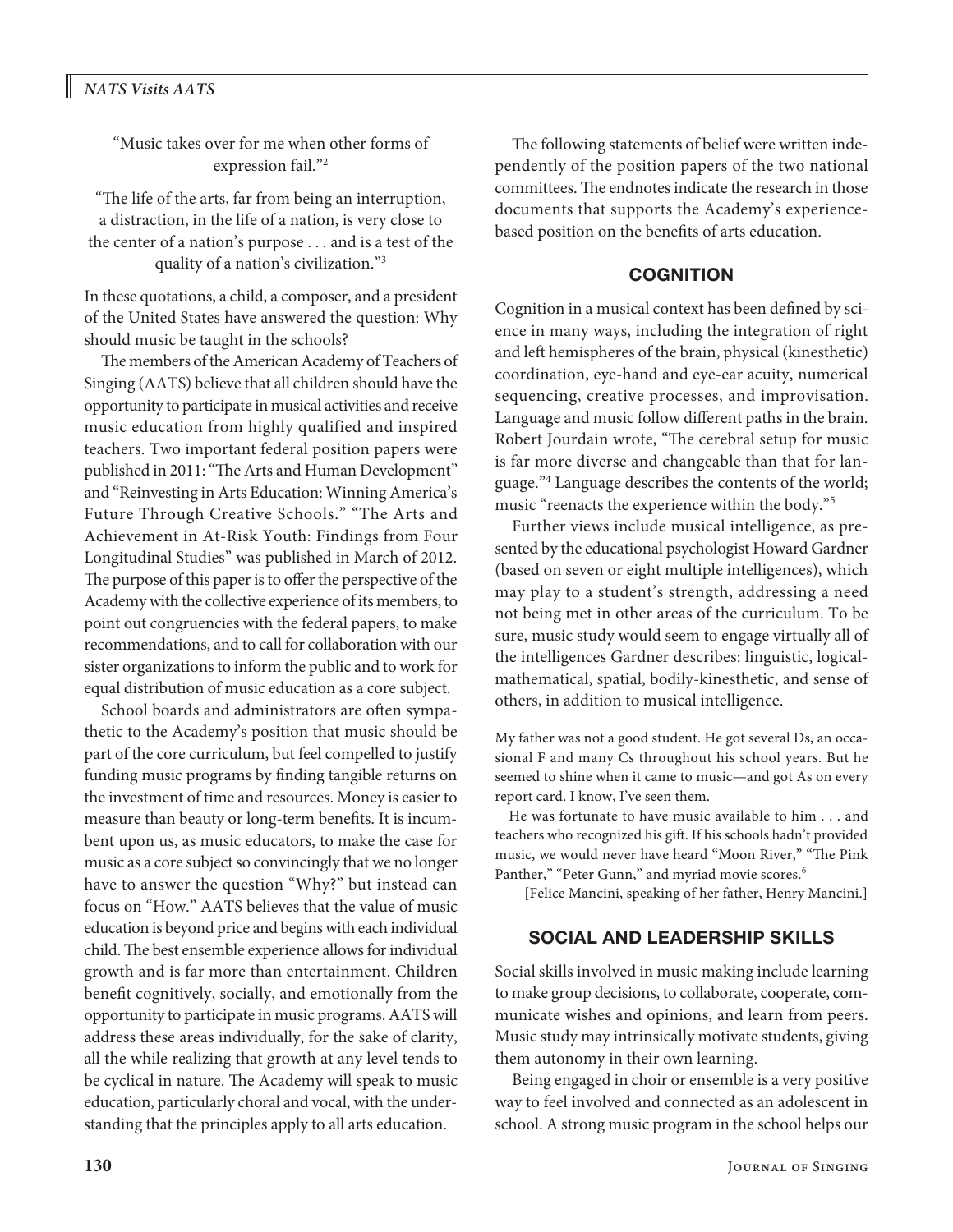"Music takes over for me when other forms of expression fail."[2]

"The life of the arts, far from being an interruption, a distraction, in the life of a nation, is very close to the center of a nation's purpose . . . and is a test of the quality of a nation's civilization."[3]

In these quotations, a child, a composer, and a president of the United States have answered the question: Why should music be taught in the schools?

The members of the American Academy of Teachers of Singing (AATS) believe that all children should have the opportunity to participate in musical activities and receive music education from highly qualified and inspired teachers. Two important federal position papers were published in 2011: "The Arts and Human Development" and "Reinvesting in Arts Education: Winning America's Future Through Creative Schools." "The Arts and Achievement in At-Risk Youth: Findings from Four Longitudinal Studies" was published in March of 2012. The purpose of this paper is to offer the perspective of the Academy with the collective experience of its members, to point out congruencies with the federal papers, to make recommendations, and to call for collaboration with our sister organizations to inform the public and to work for equal distribution of music education as a core subject.

School boards and administrators are often sympathetic to the Academy's position that music should be part of the core curriculum, but feel compelled to justify funding music programs by finding tangible returns on the investment of time and resources. Money is easier to measure than beauty or long-term benefits. It is incumbent upon us, as music educators, to make the case for music as a core subject so convincingly that we no longer have to answer the question "Why?" but instead can focus on "How." AATS believes that the value of music education is beyond price and begins with each individual child. The best ensemble experience allows for individual growth and is far more than entertainment. Children benefit cognitively, socially, and emotionally from the opportunity to participate in music programs. AATS will address these areas individually, for the sake of clarity, all the while realizing that growth at any level tends to be cyclical in nature. The Academy will speak to music education, particularly choral and vocal, with the understanding that the principles apply to all arts education.

The following statements of belief were written independently of the position papers of the two national committees. The endnotes indicate the research in those documents that supports the Academy's experience-based position on the benefits of arts education.

## COGNITION

Cognition in a musical context has been defined by science in many ways, including the integration of right and left hemispheres of the brain, physical (kinesthetic) coordination, eye-hand and eye-ear acuity, numerical sequencing, creative processes, and improvisation. Language and music follow different paths in the brain. Robert Jourdain wrote, "The cerebral setup for music is far more diverse and changeable than that for language."[4] Language describes the contents of the world; music "reenacts the experience within the body."[5]

Further views include musical intelligence, as presented by the educational psychologist Howard Gardner (based on seven or eight multiple intelligences), which may play to a student's strength, addressing a need not being met in other areas of the curriculum. To be sure, music study would seem to engage virtually all of the intelligences Gardner describes: linguistic, logical-mathematical, spatial, bodily-kinesthetic, and sense of others, in addition to musical intelligence.

> My father was not a good student. He got several Ds, an occasional F and many Cs throughout his school years. But he seemed to shine when it came to music—and got As on every report card. I know, I've seen them.
>
> He was fortunate to have music available to him . . . and teachers who recognized his gift. If his schools hadn't provided music, we would never have heard "Moon River," "The Pink Panther," "Peter Gunn," and myriad movie scores.[6]
>
> [Felice Mancini, speaking of her father, Henry Mancini.]

## SOCIAL AND LEADERSHIP SKILLS

Social skills involved in music making include learning to make group decisions, to collaborate, cooperate, communicate wishes and opinions, and learn from peers. Music study may intrinsically motivate students, giving them autonomy in their own learning.

Being engaged in choir or ensemble is a very positive way to feel involved and connected as an adolescent in school. A strong music program in the school helps our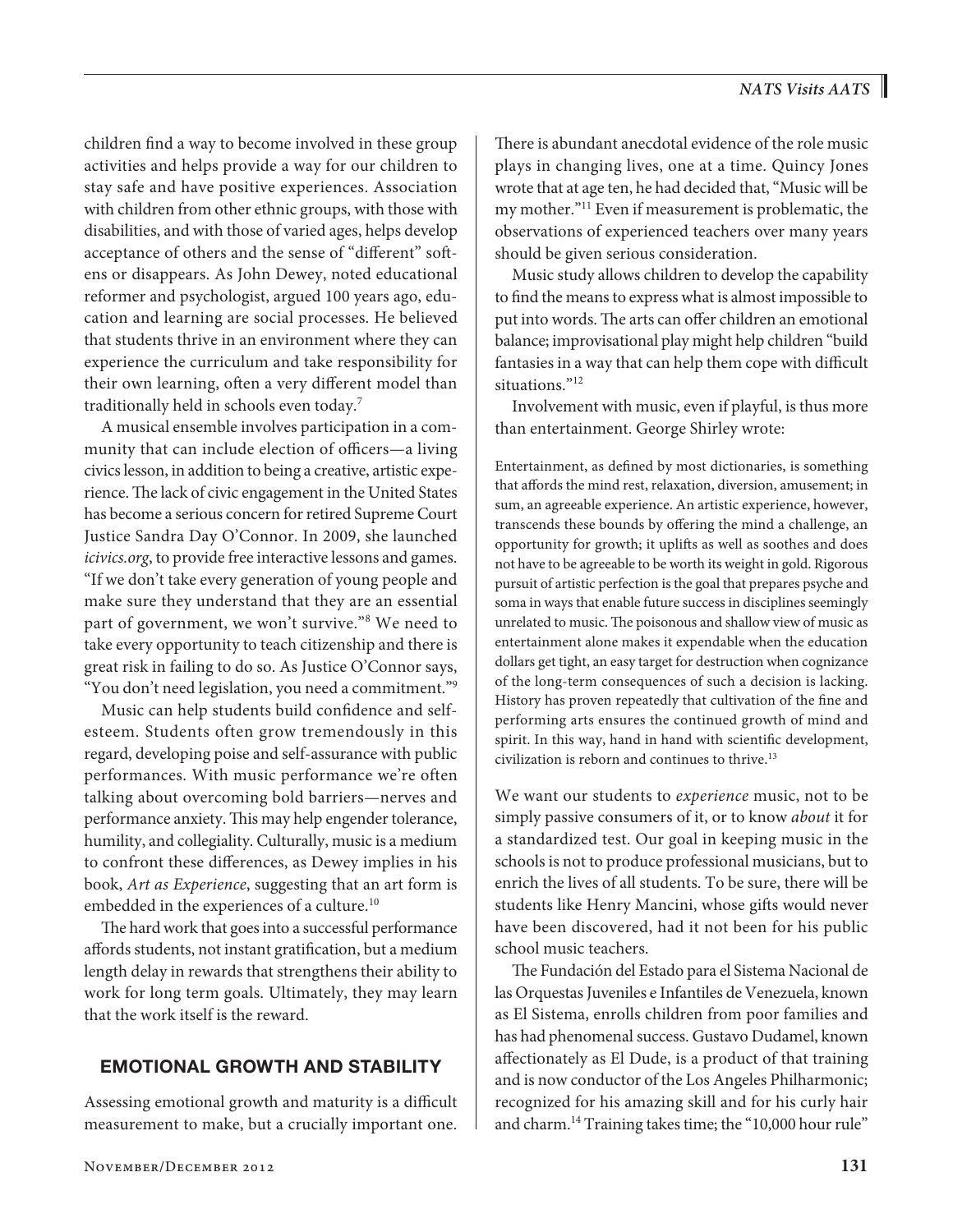children find a way to become involved in these group activities and helps provide a way for our children to stay safe and have positive experiences. Association with children from other ethnic groups, with those with disabilities, and with those of varied ages, helps develop acceptance of others and the sense of "different" softens or disappears. As John Dewey, noted educational reformer and psychologist, argued 100 years ago, education and learning are social processes. He believed that students thrive in an environment where they can experience the curriculum and take responsibility for their own learning, often a very different model than traditionally held in schools even today.[7]

A musical ensemble involves participation in a community that can include election of officers—a living civics lesson, in addition to being a creative, artistic experience. The lack of civic engagement in the United States has become a serious concern for retired Supreme Court Justice Sandra Day O'Connor. In 2009, she launched *icivics.org*, to provide free interactive lessons and games. "If we don't take every generation of young people and make sure they understand that they are an essential part of government, we won't survive."[8] We need to take every opportunity to teach citizenship and there is great risk in failing to do so. As Justice O'Connor says, "You don't need legislation, you need a commitment."[9]

Music can help students build confidence and self-esteem. Students often grow tremendously in this regard, developing poise and self-assurance with public performances. With music performance we're often talking about overcoming bold barriers—nerves and performance anxiety. This may help engender tolerance, humility, and collegiality. Culturally, music is a medium to confront these differences, as Dewey implies in his book, *Art as Experience*, suggesting that an art form is embedded in the experiences of a culture.[10]

The hard work that goes into a successful performance affords students, not instant gratification, but a medium length delay in rewards that strengthens their ability to work for long term goals. Ultimately, they may learn that the work itself is the reward.

## EMOTIONAL GROWTH AND STABILITY

Assessing emotional growth and maturity is a difficult measurement to make, but a crucially important one. There is abundant anecdotal evidence of the role music plays in changing lives, one at a time. Quincy Jones wrote that at age ten, he had decided that, "Music will be my mother."[11] Even if measurement is problematic, the observations of experienced teachers over many years should be given serious consideration.

Music study allows children to develop the capability to find the means to express what is almost impossible to put into words. The arts can offer children an emotional balance; improvisational play might help children "build fantasies in a way that can help them cope with difficult situations."[12]

Involvement with music, even if playful, is thus more than entertainment. George Shirley wrote:

> Entertainment, as defined by most dictionaries, is something that affords the mind rest, relaxation, diversion, amusement; in sum, an agreeable experience. An artistic experience, however, transcends these bounds by offering the mind a challenge, an opportunity for growth; it uplifts as well as soothes and does not have to be agreeable to be worth its weight in gold. Rigorous pursuit of artistic perfection is the goal that prepares psyche and soma in ways that enable future success in disciplines seemingly unrelated to music. The poisonous and shallow view of music as entertainment alone makes it expendable when the education dollars get tight, an easy target for destruction when cognizance of the long-term consequences of such a decision is lacking. History has proven repeatedly that cultivation of the fine and performing arts ensures the continued growth of mind and spirit. In this way, hand in hand with scientific development, civilization is reborn and continues to thrive.[13]

We want our students to *experience* music, not to be simply passive consumers of it, or to know *about* it for a standardized test. Our goal in keeping music in the schools is not to produce professional musicians, but to enrich the lives of all students. To be sure, there will be students like Henry Mancini, whose gifts would never have been discovered, had it not been for his public school music teachers.

The Fundación del Estado para el Sistema Nacional de las Orquestas Juveniles e Infantiles de Venezuela, known as El Sistema, enrolls children from poor families and has had phenomenal success. Gustavo Dudamel, known affectionately as El Dude, is a product of that training and is now conductor of the Los Angeles Philharmonic; recognized for his amazing skill and for his curly hair and charm.[14] Training takes time; the "10,000 hour rule"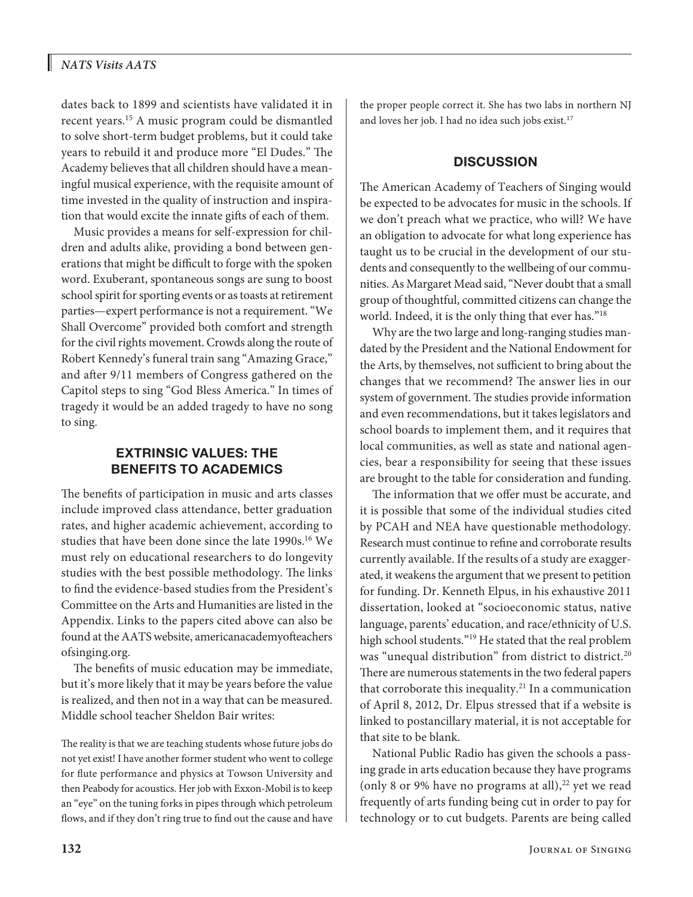dates back to 1899 and scientists have validated it in recent years.[15] A music program could be dismantled to solve short-term budget problems, but it could take years to rebuild it and produce more "El Dudes." The Academy believes that all children should have a meaningful musical experience, with the requisite amount of time invested in the quality of instruction and inspiration that would excite the innate gifts of each of them.

Music provides a means for self-expression for children and adults alike, providing a bond between generations that might be difficult to forge with the spoken word. Exuberant, spontaneous songs are sung to boost school spirit for sporting events or as toasts at retirement parties—expert performance is not a requirement. "We Shall Overcome" provided both comfort and strength for the civil rights movement. Crowds along the route of Robert Kennedy's funeral train sang "Amazing Grace," and after 9/11 members of Congress gathered on the Capitol steps to sing "God Bless America." In times of tragedy it would be an added tragedy to have no song to sing.

## EXTRINSIC VALUES: THE BENEFITS TO ACADEMICS

The benefits of participation in music and arts classes include improved class attendance, better graduation rates, and higher academic achievement, according to studies that have been done since the late 1990s.[16] We must rely on educational researchers to do longevity studies with the best possible methodology. The links to find the evidence-based studies from the President's Committee on the Arts and Humanities are listed in the Appendix. Links to the papers cited above can also be found at the AATS website, americanacademyofteachersofsinging.org.

The benefits of music education may be immediate, but it's more likely that it may be years before the value is realized, and then not in a way that can be measured. Middle school teacher Sheldon Bair writes:

> The reality is that we are teaching students whose future jobs do not yet exist! I have another former student who went to college for flute performance and physics at Towson University and then Peabody for acoustics. Her job with Exxon-Mobil is to keep an "eye" on the tuning forks in pipes through which petroleum flows, and if they don't ring true to find out the cause and have the proper people correct it. She has two labs in northern NJ and loves her job. I had no idea such jobs exist.[17]

## DISCUSSION

The American Academy of Teachers of Singing would be expected to be advocates for music in the schools. If we don't preach what we practice, who will? We have an obligation to advocate for what long experience has taught us to be crucial in the development of our students and consequently to the wellbeing of our communities. As Margaret Mead said, "Never doubt that a small group of thoughtful, committed citizens can change the world. Indeed, it is the only thing that ever has."[18]

Why are the two large and long-ranging studies mandated by the President and the National Endowment for the Arts, by themselves, not sufficient to bring about the changes that we recommend? The answer lies in our system of government. The studies provide information and even recommendations, but it takes legislators and school boards to implement them, and it requires that local communities, as well as state and national agencies, bear a responsibility for seeing that these issues are brought to the table for consideration and funding.

The information that we offer must be accurate, and it is possible that some of the individual studies cited by PCAH and NEA have questionable methodology. Research must continue to refine and corroborate results currently available. If the results of a study are exaggerated, it weakens the argument that we present to petition for funding. Dr. Kenneth Elpus, in his exhaustive 2011 dissertation, looked at "socioeconomic status, native language, parents' education, and race/ethnicity of U.S. high school students."[19] He stated that the real problem was "unequal distribution" from district to district.[20] There are numerous statements in the two federal papers that corroborate this inequality.[21] In a communication of April 8, 2012, Dr. Elpus stressed that if a website is linked to postancillary material, it is not acceptable for that site to be blank.

National Public Radio has given the schools a passing grade in arts education because they have programs (only 8 or 9% have no programs at all),[22] yet we read frequently of arts funding being cut in order to pay for technology or to cut budgets. Parents are being called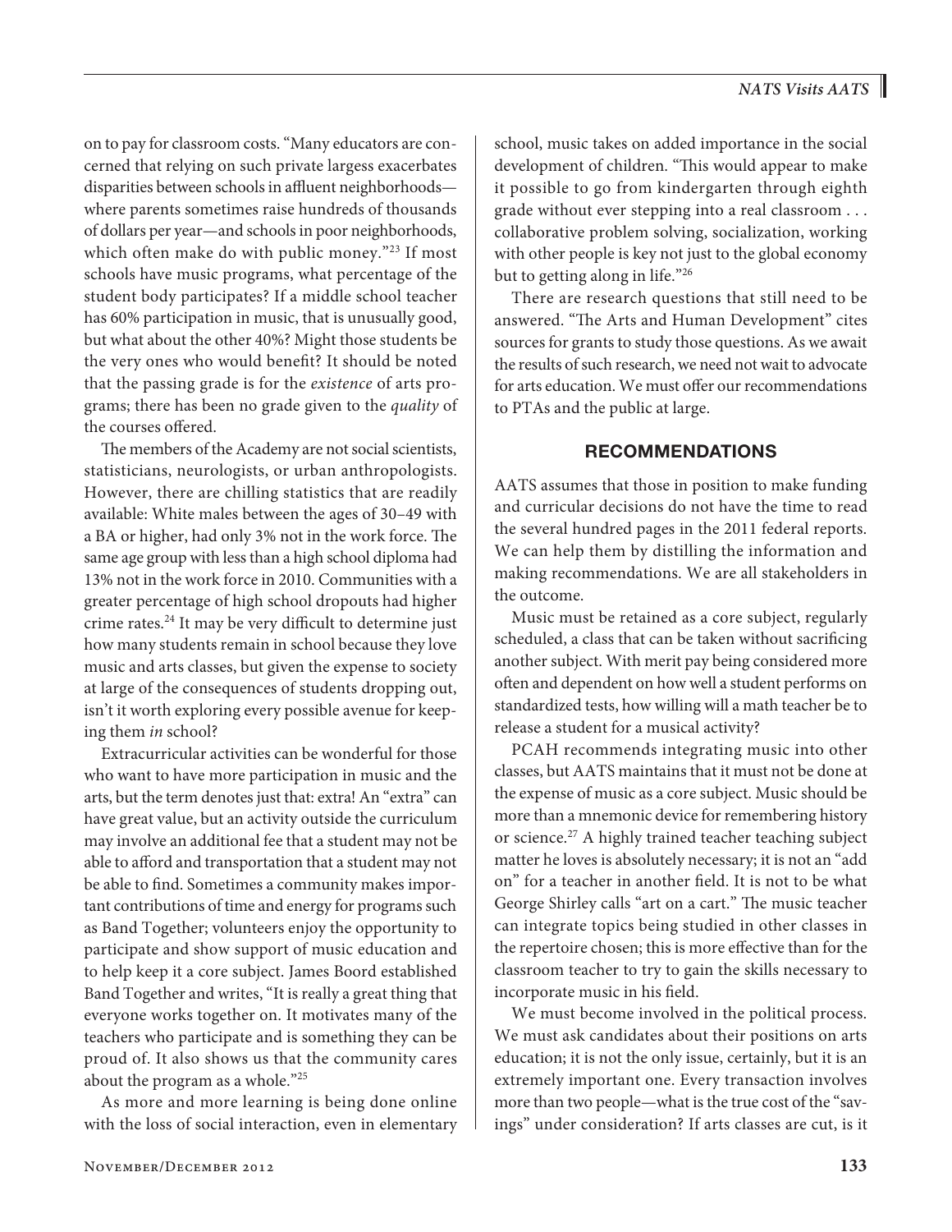on to pay for classroom costs. "Many educators are concerned that relying on such private largess exacerbates disparities between schools in affluent neighborhoods—where parents sometimes raise hundreds of thousands of dollars per year—and schools in poor neighborhoods, which often make do with public money."[23] If most schools have music programs, what percentage of the student body participates? If a middle school teacher has 60% participation in music, that is unusually good, but what about the other 40%? Might those students be the very ones who would benefit? It should be noted that the passing grade is for the *existence* of arts programs; there has been no grade given to the *quality* of the courses offered.

The members of the Academy are not social scientists, statisticians, neurologists, or urban anthropologists. However, there are chilling statistics that are readily available: White males between the ages of 30–49 with a BA or higher, had only 3% not in the work force. The same age group with less than a high school diploma had 13% not in the work force in 2010. Communities with a greater percentage of high school dropouts had higher crime rates.[24] It may be very difficult to determine just how many students remain in school because they love music and arts classes, but given the expense to society at large of the consequences of students dropping out, isn't it worth exploring every possible avenue for keeping them *in* school?

Extracurricular activities can be wonderful for those who want to have more participation in music and the arts, but the term denotes just that: extra! An "extra" can have great value, but an activity outside the curriculum may involve an additional fee that a student may not be able to afford and transportation that a student may not be able to find. Sometimes a community makes important contributions of time and energy for programs such as Band Together; volunteers enjoy the opportunity to participate and show support of music education and to help keep it a core subject. James Boord established Band Together and writes, "It is really a great thing that everyone works together on. It motivates many of the teachers who participate and is something they can be proud of. It also shows us that the community cares about the program as a whole."[25]

As more and more learning is being done online with the loss of social interaction, even in elementary school, music takes on added importance in the social development of children. "This would appear to make it possible to go from kindergarten through eighth grade without ever stepping into a real classroom . . . collaborative problem solving, socialization, working with other people is key not just to the global economy but to getting along in life."[26]

There are research questions that still need to be answered. "The Arts and Human Development" cites sources for grants to study those questions. As we await the results of such research, we need not wait to advocate for arts education. We must offer our recommendations to PTAs and the public at large.

## RECOMMENDATIONS

AATS assumes that those in position to make funding and curricular decisions do not have the time to read the several hundred pages in the 2011 federal reports. We can help them by distilling the information and making recommendations. We are all stakeholders in the outcome.

Music must be retained as a core subject, regularly scheduled, a class that can be taken without sacrificing another subject. With merit pay being considered more often and dependent on how well a student performs on standardized tests, how willing will a math teacher be to release a student for a musical activity?

PCAH recommends integrating music into other classes, but AATS maintains that it must not be done at the expense of music as a core subject. Music should be more than a mnemonic device for remembering history or science.[27] A highly trained teacher teaching subject matter he loves is absolutely necessary; it is not an "add on" for a teacher in another field. It is not to be what George Shirley calls "art on a cart." The music teacher can integrate topics being studied in other classes in the repertoire chosen; this is more effective than for the classroom teacher to try to gain the skills necessary to incorporate music in his field.

We must become involved in the political process. We must ask candidates about their positions on arts education; it is not the only issue, certainly, but it is an extremely important one. Every transaction involves more than two people—what is the true cost of the "savings" under consideration? If arts classes are cut, is it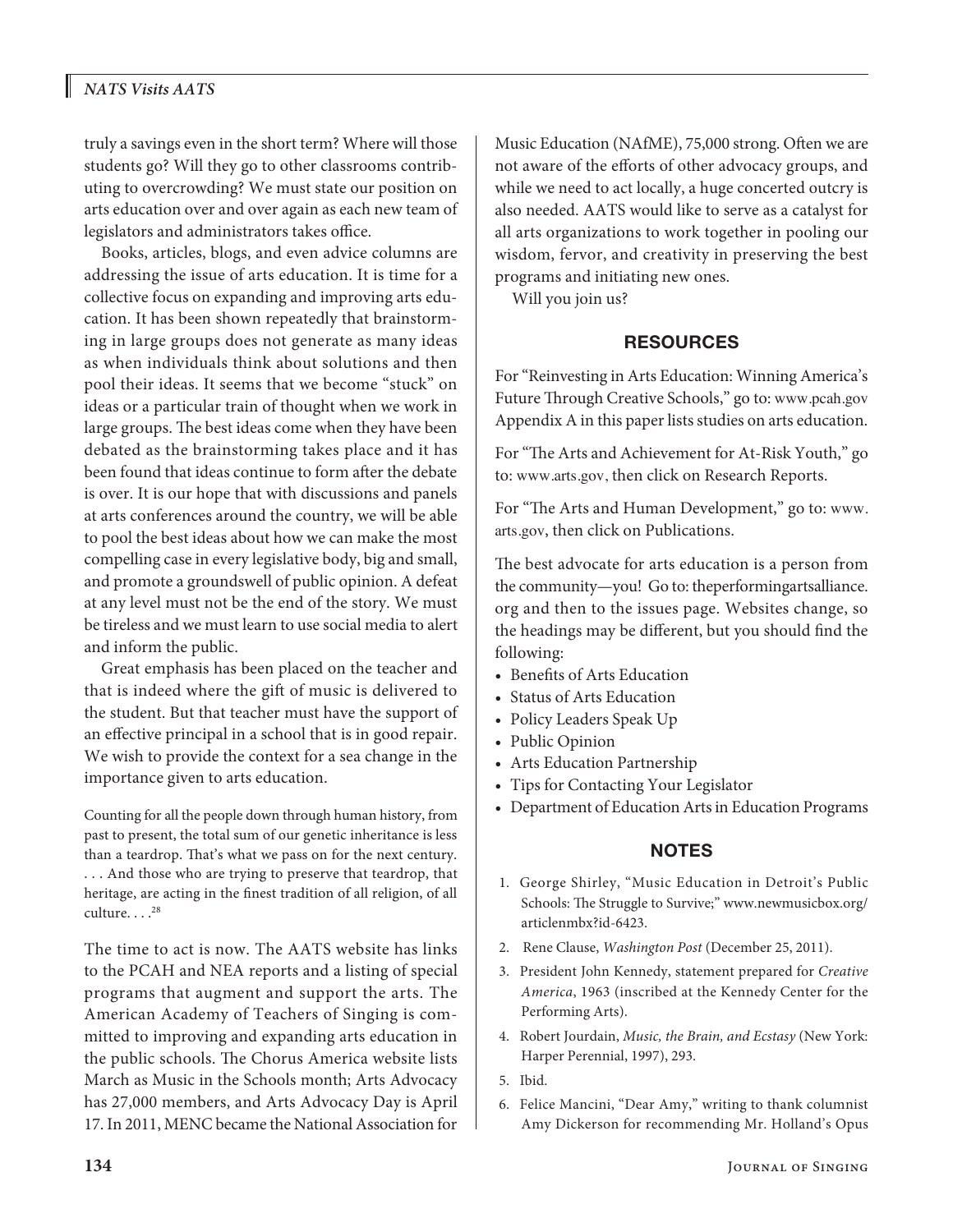truly a savings even in the short term? Where will those students go? Will they go to other classrooms contributing to overcrowding? We must state our position on arts education over and over again as each new team of legislators and administrators takes office.

Books, articles, blogs, and even advice columns are addressing the issue of arts education. It is time for a collective focus on expanding and improving arts education. It has been shown repeatedly that brainstorming in large groups does not generate as many ideas as when individuals think about solutions and then pool their ideas. It seems that we become "stuck" on ideas or a particular train of thought when we work in large groups. The best ideas come when they have been debated as the brainstorming takes place and it has been found that ideas continue to form after the debate is over. It is our hope that with discussions and panels at arts conferences around the country, we will be able to pool the best ideas about how we can make the most compelling case in every legislative body, big and small, and promote a groundswell of public opinion. A defeat at any level must not be the end of the story. We must be tireless and we must learn to use social media to alert and inform the public.

Great emphasis has been placed on the teacher and that is indeed where the gift of music is delivered to the student. But that teacher must have the support of an effective principal in a school that is in good repair. We wish to provide the context for a sea change in the importance given to arts education.

> Counting for all the people down through human history, from past to present, the total sum of our genetic inheritance is less than a teardrop. That's what we pass on for the next century. . . . And those who are trying to preserve that teardrop, that heritage, are acting in the finest tradition of all religion, of all culture. . . .[28]

The time to act is now. The AATS website has links to the PCAH and NEA reports and a listing of special programs that augment and support the arts. The American Academy of Teachers of Singing is committed to improving and expanding arts education in the public schools. The Chorus America website lists March as Music in the Schools month; Arts Advocacy has 27,000 members, and Arts Advocacy Day is April 17. In 2011, MENC became the National Association for Music Education (NAfME), 75,000 strong. Often we are not aware of the efforts of other advocacy groups, and while we need to act locally, a huge concerted outcry is also needed. AATS would like to serve as a catalyst for all arts organizations to work together in pooling our wisdom, fervor, and creativity in preserving the best programs and initiating new ones.

Will you join us?

## RESOURCES

For "Reinvesting in Arts Education: Winning America's Future Through Creative Schools," go to: www.pcah.gov Appendix A in this paper lists studies on arts education.

For "The Arts and Achievement for At-Risk Youth," go to: www.arts.gov, then click on Research Reports.

For "The Arts and Human Development," go to: www.arts.gov, then click on Publications.

The best advocate for arts education is a person from the community—you! Go to: theperformingartsalliance.org and then to the issues page. Websites change, so the headings may be different, but you should find the following:

- Benefits of Arts Education
- Status of Arts Education
- Policy Leaders Speak Up
- Public Opinion
- Arts Education Partnership
- Tips for Contacting Your Legislator
- Department of Education Arts in Education Programs

## NOTES

1. George Shirley, "Music Education in Detroit's Public Schools: The Struggle to Survive;" www.newmusicbox.org/articlenmbx?id-6423.
2. Rene Clause, *Washington Post* (December 25, 2011).
3. President John Kennedy, statement prepared for *Creative America*, 1963 (inscribed at the Kennedy Center for the Performing Arts).
4. Robert Jourdain, *Music, the Brain, and Ecstasy* (New York: Harper Perennial, 1997), 293.
5. Ibid.
6. Felice Mancini, "Dear Amy," writing to thank columnist Amy Dickerson for recommending Mr. Holland's Opus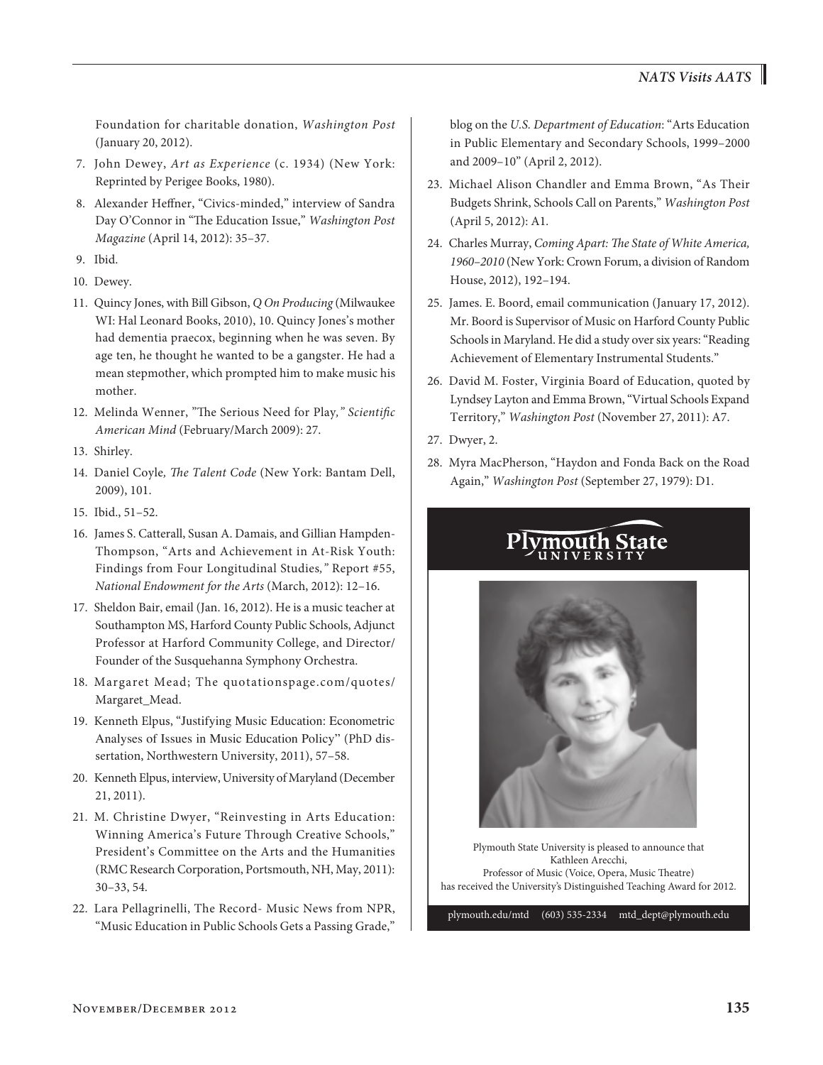Foundation for charitable donation, *Washington Post* (January 20, 2012).

7. John Dewey, *Art as Experience* (c. 1934) (New York: Reprinted by Perigee Books, 1980).
8. Alexander Heffner, "Civics-minded," interview of Sandra Day O'Connor in "The Education Issue," *Washington Post Magazine* (April 14, 2012): 35–37.
9. Ibid.
10. Dewey.
11. Quincy Jones, with Bill Gibson, *Q On Producing* (Milwaukee WI: Hal Leonard Books, 2010), 10. Quincy Jones's mother had dementia praecox, beginning when he was seven. By age ten, he thought he wanted to be a gangster. He had a mean stepmother, which prompted him to make music his mother.
12. Melinda Wenner, "The Serious Need for Play," *Scientific American Mind* (February/March 2009): 27.
13. Shirley.
14. Daniel Coyle, *The Talent Code* (New York: Bantam Dell, 2009), 101.
15. Ibid., 51–52.
16. James S. Catterall, Susan A. Damais, and Gillian Hampden-Thompson, "Arts and Achievement in At-Risk Youth: Findings from Four Longitudinal Studies," Report #55, *National Endowment for the Arts* (March, 2012): 12–16.
17. Sheldon Bair, email (Jan. 16, 2012). He is a music teacher at Southampton MS, Harford County Public Schools, Adjunct Professor at Harford Community College, and Director/Founder of the Susquehanna Symphony Orchestra.
18. Margaret Mead; The quotationspage.com/quotes/Margaret_Mead.
19. Kenneth Elpus, "Justifying Music Education: Econometric Analyses of Issues in Music Education Policy" (PhD dissertation, Northwestern University, 2011), 57–58.
20. Kenneth Elpus, interview, University of Maryland (December 21, 2011).
21. M. Christine Dwyer, "Reinvesting in Arts Education: Winning America's Future Through Creative Schools," President's Committee on the Arts and the Humanities (RMC Research Corporation, Portsmouth, NH, May, 2011): 30–33, 54.
22. Lara Pellagrinelli, The Record- Music News from NPR, "Music Education in Public Schools Gets a Passing Grade," blog on the *U.S. Department of Education*: "Arts Education in Public Elementary and Secondary Schools, 1999–2000 and 2009–10" (April 2, 2012).
23. Michael Alison Chandler and Emma Brown, "As Their Budgets Shrink, Schools Call on Parents," *Washington Post* (April 5, 2012): A1.
24. Charles Murray, *Coming Apart: The State of White America, 1960–2010* (New York: Crown Forum, a division of Random House, 2012), 192–194.
25. James. E. Boord, email communication (January 17, 2012). Mr. Boord is Supervisor of Music on Harford County Public Schools in Maryland. He did a study over six years: "Reading Achievement of Elementary Instrumental Students."
26. David M. Foster, Virginia Board of Education, quoted by Lyndsey Layton and Emma Brown, "Virtual Schools Expand Territory," *Washington Post* (November 27, 2011): A7.
27. Dwyer, 2.
28. Myra MacPherson, "Haydon and Fonda Back on the Road Again," *Washington Post* (September 27, 1979): D1.

**Plymouth State UNIVERSITY**

Plymouth State University is pleased to announce that Kathleen Arecchi, Professor of Music (Voice, Opera, Music Theatre) has received the University's Distinguished Teaching Award for 2012.

plymouth.edu/mtd (603) 535-2334 mtd_dept@plymouth.edu